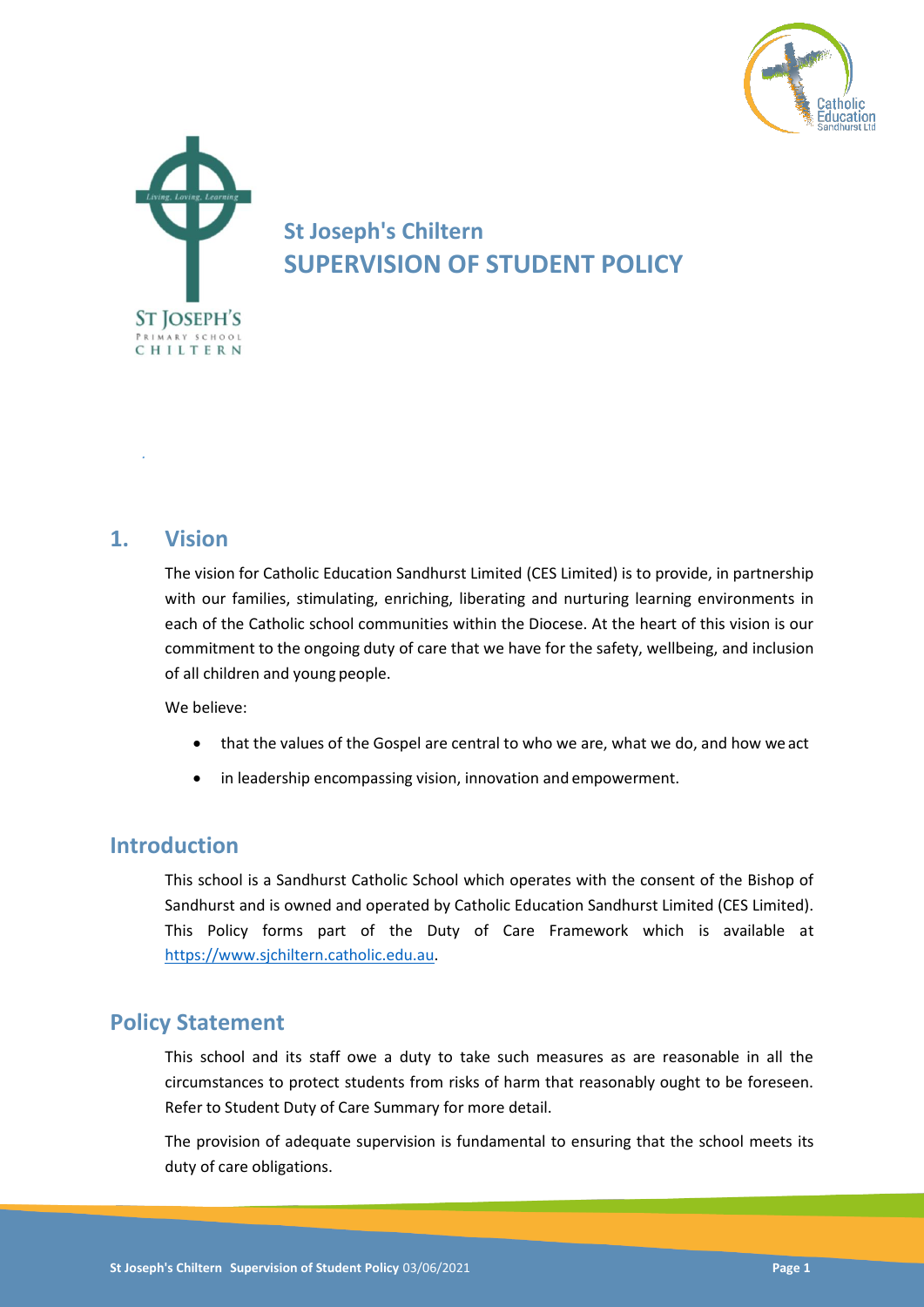# St Joseph's Chiltern
# SUPERVISION OF STUDENT POLICY

## 1. Vision

The vision for Catholic Education Sandhurst Limited (CES Limited) is to provide, in partnership with our families, stimulating, enriching, liberating and nurturing learning environments in each of the Catholic school communities within the Diocese. At the heart of this vision is our commitment to the ongoing duty of care that we have for the safety, wellbeing, and inclusion of all children and young people.

We believe:

- that the values of the Gospel are central to who we are, what we do, and how we act
- in leadership encompassing vision, innovation and empowerment.

## Introduction

This school is a Sandhurst Catholic School which operates with the consent of the Bishop of Sandhurst and is owned and operated by Catholic Education Sandhurst Limited (CES Limited). This Policy forms part of the Duty of Care Framework which is available at https://www.sjchiltern.catholic.edu.au.

## Policy Statement

This school and its staff owe a duty to take such measures as are reasonable in all the circumstances to protect students from risks of harm that reasonably ought to be foreseen. Refer to Student Duty of Care Summary for more detail.

The provision of adequate supervision is fundamental to ensuring that the school meets its duty of care obligations.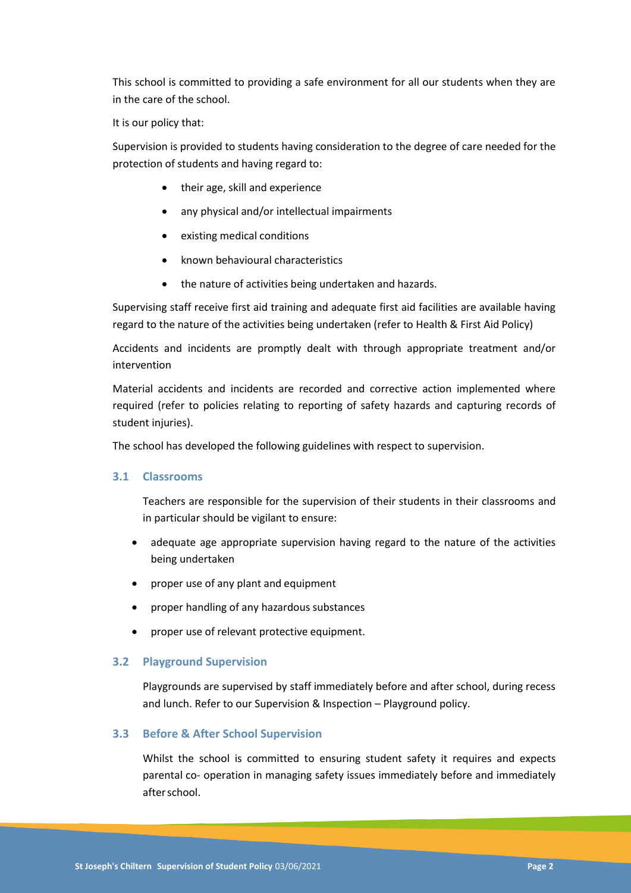This school is committed to providing a safe environment for all our students when they are in the care of the school.

It is our policy that:

Supervision is provided to students having consideration to the degree of care needed for the protection of students and having regard to:

- their age, skill and experience
- any physical and/or intellectual impairments
- existing medical conditions
- known behavioural characteristics
- the nature of activities being undertaken and hazards.

Supervising staff receive first aid training and adequate first aid facilities are available having regard to the nature of the activities being undertaken (refer to Health & First Aid Policy)

Accidents and incidents are promptly dealt with through appropriate treatment and/or intervention

Material accidents and incidents are recorded and corrective action implemented where required (refer to policies relating to reporting of safety hazards and capturing records of student injuries).

The school has developed the following guidelines with respect to supervision.

### 3.1 Classrooms

Teachers are responsible for the supervision of their students in their classrooms and in particular should be vigilant to ensure:

- adequate age appropriate supervision having regard to the nature of the activities being undertaken
- proper use of any plant and equipment
- proper handling of any hazardous substances
- proper use of relevant protective equipment.

### 3.2 Playground Supervision

Playgrounds are supervised by staff immediately before and after school, during recess and lunch. Refer to our Supervision & Inspection – Playground policy.

### 3.3 Before & After School Supervision

Whilst the school is committed to ensuring student safety it requires and expects parental co- operation in managing safety issues immediately before and immediately after school.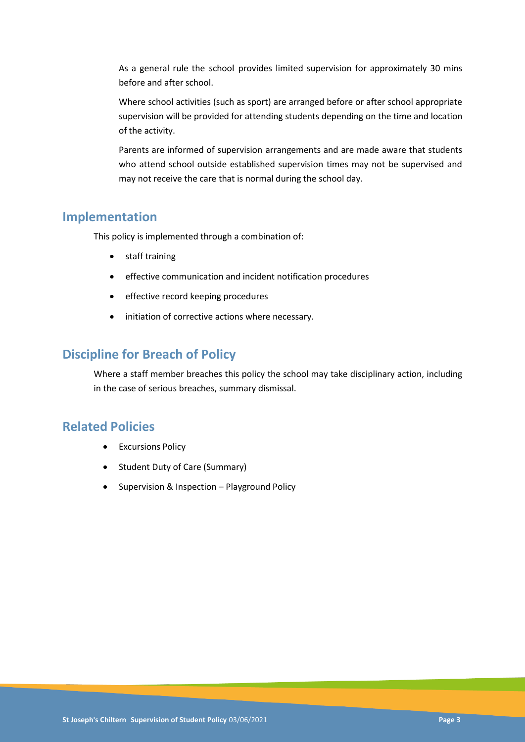As a general rule the school provides limited supervision for approximately 30 mins before and after school.

Where school activities (such as sport) are arranged before or after school appropriate supervision will be provided for attending students depending on the time and location of the activity.

Parents are informed of supervision arrangements and are made aware that students who attend school outside established supervision times may not be supervised and may not receive the care that is normal during the school day.

## Implementation

This policy is implemented through a combination of:

- staff training
- effective communication and incident notification procedures
- effective record keeping procedures
- initiation of corrective actions where necessary.

## Discipline for Breach of Policy

Where a staff member breaches this policy the school may take disciplinary action, including in the case of serious breaches, summary dismissal.

## Related Policies

- Excursions Policy
- Student Duty of Care (Summary)
- Supervision & Inspection – Playground Policy